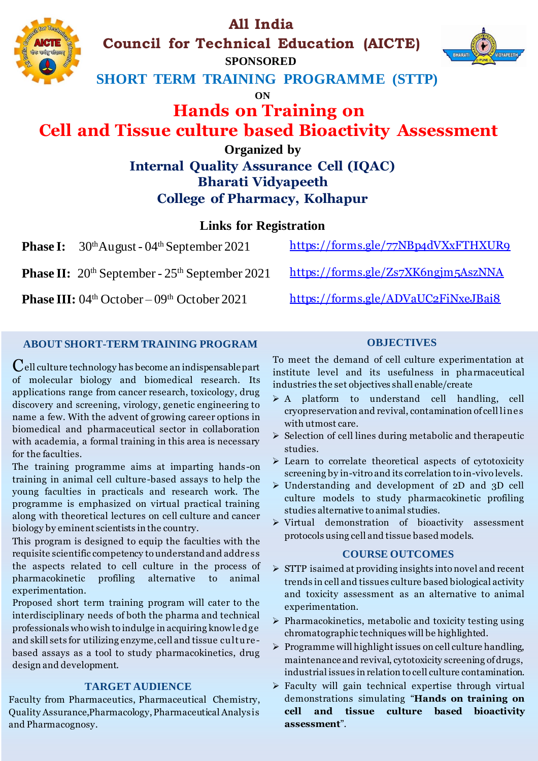# All India Council for Technical Education (AICTE)

**SPONSORED**

## SHORT TERM TRAINING PROGRAMME (STTP)

**ON**

# Hands on Training on Cell and Tissue culture based Bioactivity Assessment

**Organized by**

## Internal Quality Assurance Cell (IQAC) Bharati Vidyapeeth College of Pharmacy, Kolhapur

### Links for Registration

| | | |
|---|---|---|
| **Phase I:** | 30th August - 04th September 2021 | https://forms.gle/77NBp4dVXxFTHXUR9 |
| **Phase II:** | 20th September - 25th September 2021 | https://forms.gle/Zs7XK6ngjm5AszNNA |
| **Phase III:** | 04th October – 09th October 2021 | https://forms.gle/ADVaUC2FiNxeJBai8 |

### ABOUT SHORT-TERM TRAINING PROGRAM

Cell culture technology has become an indispensable part of molecular biology and biomedical research. Its applications range from cancer research, toxicology, drug discovery and screening, virology, genetic engineering to name a few. With the advent of growing career options in biomedical and pharmaceutical sector in collaboration with academia, a formal training in this area is necessary for the faculties.

The training programme aims at imparting hands-on training in animal cell culture-based assays to help the young faculties in practicals and research work. The programme is emphasized on virtual practical training along with theoretical lectures on cell culture and cancer biology by eminent scientists in the country.

This program is designed to equip the faculties with the requisite scientific competency to understand and address the aspects related to cell culture in the process of pharmacokinetic profiling alternative to animal experimentation.

Proposed short term training program will cater to the interdisciplinary needs of both the pharma and technical professionals who wish to indulge in acquiring knowledge and skill sets for utilizing enzyme, cell and tissue culture-based assays as a tool to study pharmacokinetics, drug design and development.

### TARGET AUDIENCE

Faculty from Pharmaceutics, Pharmaceutical Chemistry, Quality Assurance, Pharmacology, Pharmaceutical Analysis and Pharmacognosy.

### OBJECTIVES

To meet the demand of cell culture experimentation at institute level and its usefulness in pharmaceutical industries the set objectives shall enable/create

- A platform to understand cell handling, cell cryopreservation and revival, contamination of cell lines with utmost care.
- Selection of cell lines during metabolic and therapeutic studies.
- Learn to correlate theoretical aspects of cytotoxicity screening by in-vitro and its correlation to in-vivo levels.
- Understanding and development of 2D and 3D cell culture models to study pharmacokinetic profiling studies alternative to animal studies.
- Virtual demonstration of bioactivity assessment protocols using cell and tissue based models.

### COURSE OUTCOMES

- STTP is aimed at providing insights into novel and recent trends in cell and tissues culture based biological activity and toxicity assessment as an alternative to animal experimentation.
- Pharmacokinetics, metabolic and toxicity testing using chromatographic techniques will be highlighted.
- Programme will highlight issues on cell culture handling, maintenance and revival, cytotoxicity screening of drugs, industrial issues in relation to cell culture contamination.
- Faculty will gain technical expertise through virtual demonstrations simulating "**Hands on training on cell and tissue culture based bioactivity assessment**".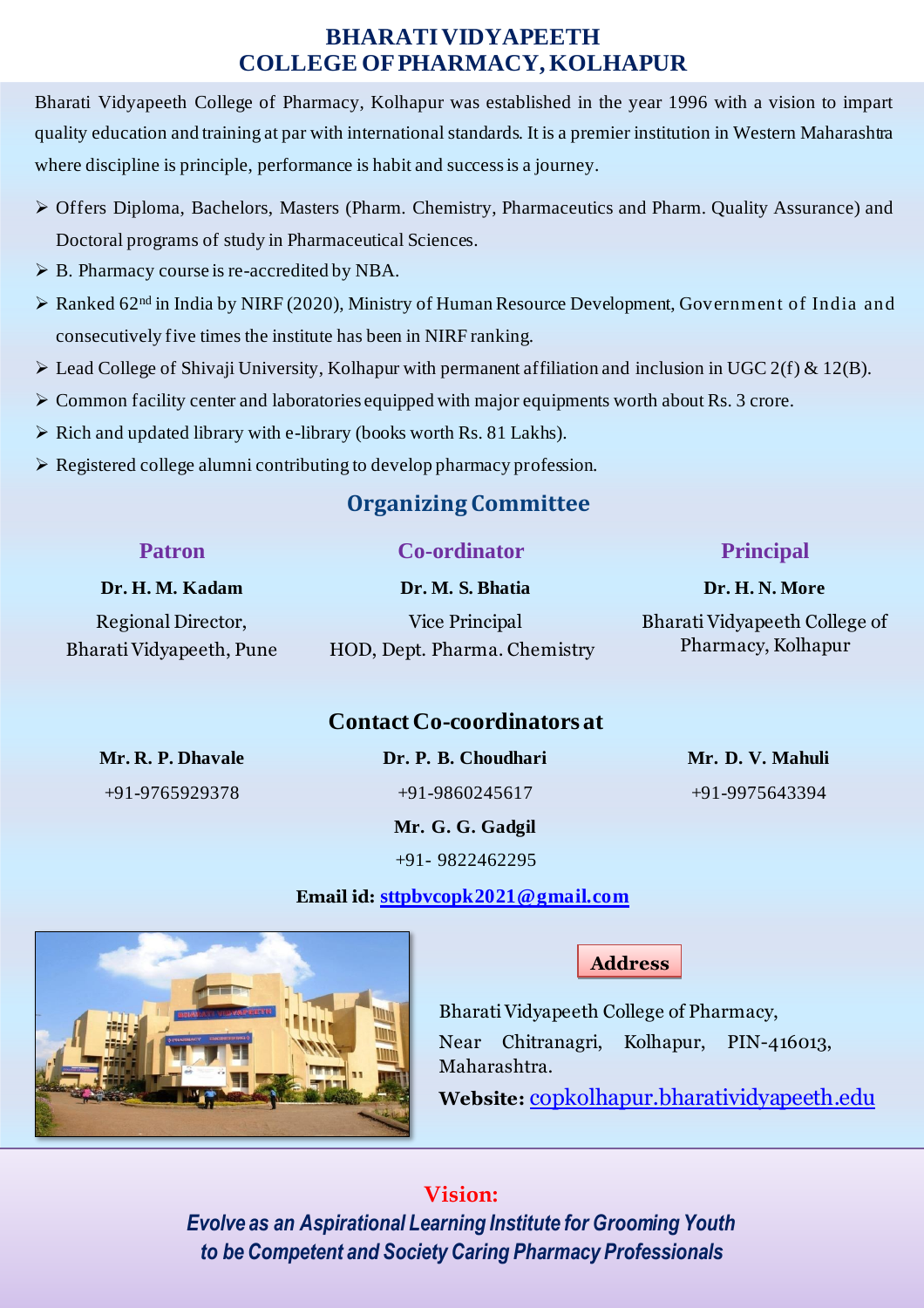# BHARATI VIDYAPEETH COLLEGE OF PHARMACY, KOLHAPUR

Bharati Vidyapeeth College of Pharmacy, Kolhapur was established in the year 1996 with a vision to impart quality education and training at par with international standards. It is a premier institution in Western Maharashtra where discipline is principle, performance is habit and success is a journey.

- Offers Diploma, Bachelors, Masters (Pharm. Chemistry, Pharmaceutics and Pharm. Quality Assurance) and Doctoral programs of study in Pharmaceutical Sciences.
- B. Pharmacy course is re-accredited by NBA.
- Ranked 62nd in India by NIRF (2020), Ministry of Human Resource Development, Government of India and consecutively five times the institute has been in NIRF ranking.
- Lead College of Shivaji University, Kolhapur with permanent affiliation and inclusion in UGC 2(f) & 12(B).
- Common facility center and laboratories equipped with major equipments worth about Rs. 3 crore.
- Rich and updated library with e-library (books worth Rs. 81 Lakhs).
- Registered college alumni contributing to develop pharmacy profession.

## Organizing Committee

### Patron

**Dr. H. M. Kadam**

Regional Director,
Bharati Vidyapeeth, Pune

### Co-ordinator

**Dr. M. S. Bhatia**

Vice Principal
HOD, Dept. Pharma. Chemistry

### Principal

**Dr. H. N. More**

Bharati Vidyapeeth College of Pharmacy, Kolhapur

## Contact Co-coordinators at

**Mr. R. P. Dhavale**
+91-9765929378

**Dr. P. B. Choudhari**
+91-9860245617

**Mr. D. V. Mahuli**
+91-9975643394

**Mr. G. G. Gadgil**
+91- 9822462295

**Email id:** sttpbvcopk2021@gmail.com

### Address

Bharati Vidyapeeth College of Pharmacy,
Near Chitranagri, Kolhapur, PIN-416013,
Maharashtra.

**Website:** copkolhapur.bharatividyapeeth.edu

## Vision:

***Evolve as an Aspirational Learning Institute for Grooming Youth to be Competent and Society Caring Pharmacy Professionals***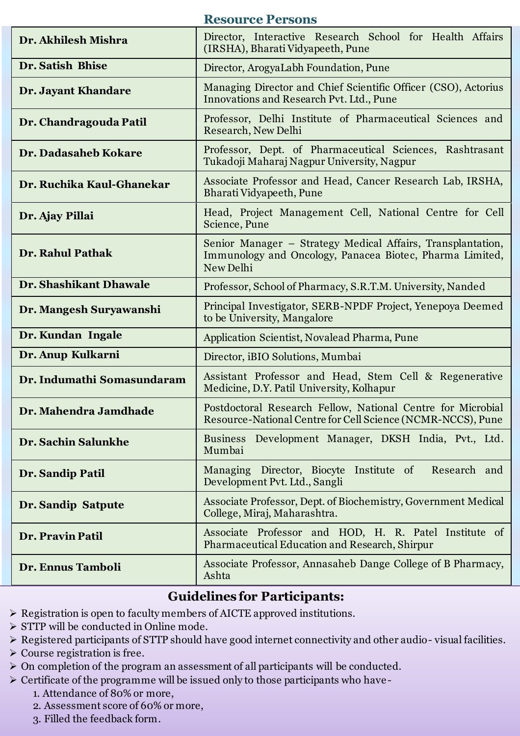## Resource Persons

| | |
|---|---|
| **Dr. Akhilesh Mishra** | Director, Interactive Research School for Health Affairs (IRSHA), Bharati Vidyapeeth, Pune |
| **Dr. Satish Bhise** | Director, ArogyaLabh Foundation, Pune |
| **Dr. Jayant Khandare** | Managing Director and Chief Scientific Officer (CSO), Actorius Innovations and Research Pvt. Ltd., Pune |
| **Dr. Chandragouda Patil** | Professor, Delhi Institute of Pharmaceutical Sciences and Research, New Delhi |
| **Dr. Dadasaheb Kokare** | Professor, Dept. of Pharmaceutical Sciences, Rashtrasant Tukadoji Maharaj Nagpur University, Nagpur |
| **Dr. Ruchika Kaul-Ghanekar** | Associate Professor and Head, Cancer Research Lab, IRSHA, Bharati Vidyapeeth, Pune |
| **Dr. Ajay Pillai** | Head, Project Management Cell, National Centre for Cell Science, Pune |
| **Dr. Rahul Pathak** | Senior Manager – Strategy Medical Affairs, Transplantation, Immunology and Oncology, Panacea Biotec, Pharma Limited, New Delhi |
| **Dr. Shashikant Dhawale** | Professor, School of Pharmacy, S.R.T.M. University, Nanded |
| **Dr. Mangesh Suryawanshi** | Principal Investigator, SERB-NPDF Project, Yenepoya Deemed to be University, Mangalore |
| **Dr. Kundan Ingale** | Application Scientist, Novalead Pharma, Pune |
| **Dr. Anup Kulkarni** | Director, iBIO Solutions, Mumbai |
| **Dr. Indumathi Somasundaram** | Assistant Professor and Head, Stem Cell & Regenerative Medicine, D.Y. Patil University, Kolhapur |
| **Dr. Mahendra Jamdhade** | Postdoctoral Research Fellow, National Centre for Microbial Resource-National Centre for Cell Science (NCMR-NCCS), Pune |
| **Dr. Sachin Salunkhe** | Business Development Manager, DKSH India, Pvt., Ltd. Mumbai |
| **Dr. Sandip Patil** | Managing Director, Biocyte Institute of Research and Development Pvt. Ltd., Sangli |
| **Dr. Sandip Satpute** | Associate Professor, Dept. of Biochemistry, Government Medical College, Miraj, Maharashtra. |
| **Dr. Pravin Patil** | Associate Professor and HOD, H. R. Patel Institute of Pharmaceutical Education and Research, Shirpur |
| **Dr. Ennus Tamboli** | Associate Professor, Annasaheb Dange College of B Pharmacy, Ashta |

## Guidelines for Participants:

- Registration is open to faculty members of AICTE approved institutions.
- STTP will be conducted in Online mode.
- Registered participants of STTP should have good internet connectivity and other audio- visual facilities.
- Course registration is free.
- On completion of the program an assessment of all participants will be conducted.
- Certificate of the programme will be issued only to those participants who have-
  1. Attendance of 80% or more,
  2. Assessment score of 60% or more,
  3. Filled the feedback form.